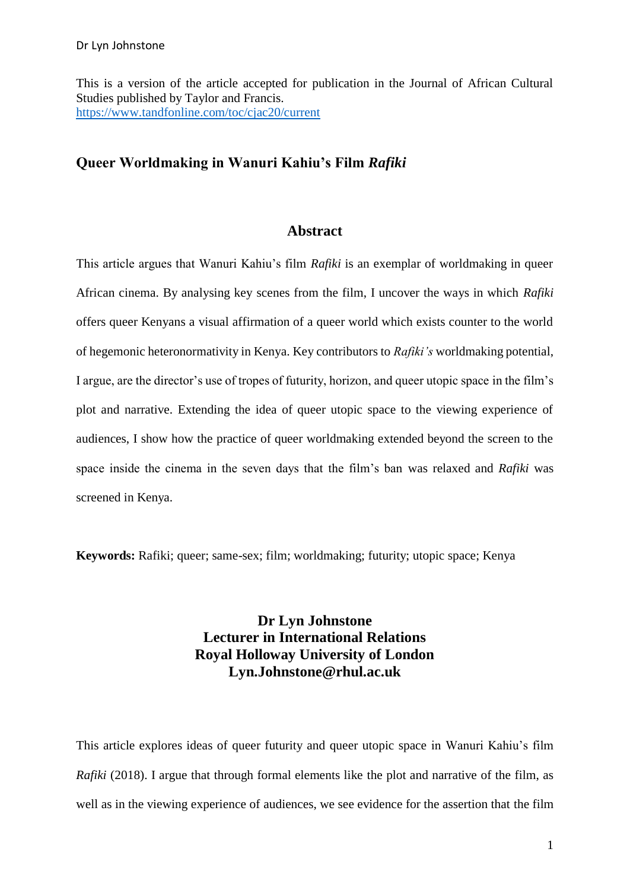This is a version of the article accepted for publication in the Journal of African Cultural Studies published by Taylor and Francis.
https://www.tandfonline.com/toc/cjac20/current

# Queer Worldmaking in Wanuri Kahiu's Film *Rafiki*

## Abstract

This article argues that Wanuri Kahiu's film *Rafiki* is an exemplar of worldmaking in queer African cinema. By analysing key scenes from the film, I uncover the ways in which *Rafiki* offers queer Kenyans a visual affirmation of a queer world which exists counter to the world of hegemonic heteronormativity in Kenya. Key contributors to *Rafiki's* worldmaking potential, I argue, are the director's use of tropes of futurity, horizon, and queer utopic space in the film's plot and narrative. Extending the idea of queer utopic space to the viewing experience of audiences, I show how the practice of queer worldmaking extended beyond the screen to the space inside the cinema in the seven days that the film's ban was relaxed and *Rafiki* was screened in Kenya.

**Keywords:** Rafiki; queer; same-sex; film; worldmaking; futurity; utopic space; Kenya

**Dr Lyn Johnstone**
**Lecturer in International Relations**
**Royal Holloway University of London**
**Lyn.Johnstone@rhul.ac.uk**

This article explores ideas of queer futurity and queer utopic space in Wanuri Kahiu's film *Rafiki* (2018). I argue that through formal elements like the plot and narrative of the film, as well as in the viewing experience of audiences, we see evidence for the assertion that the film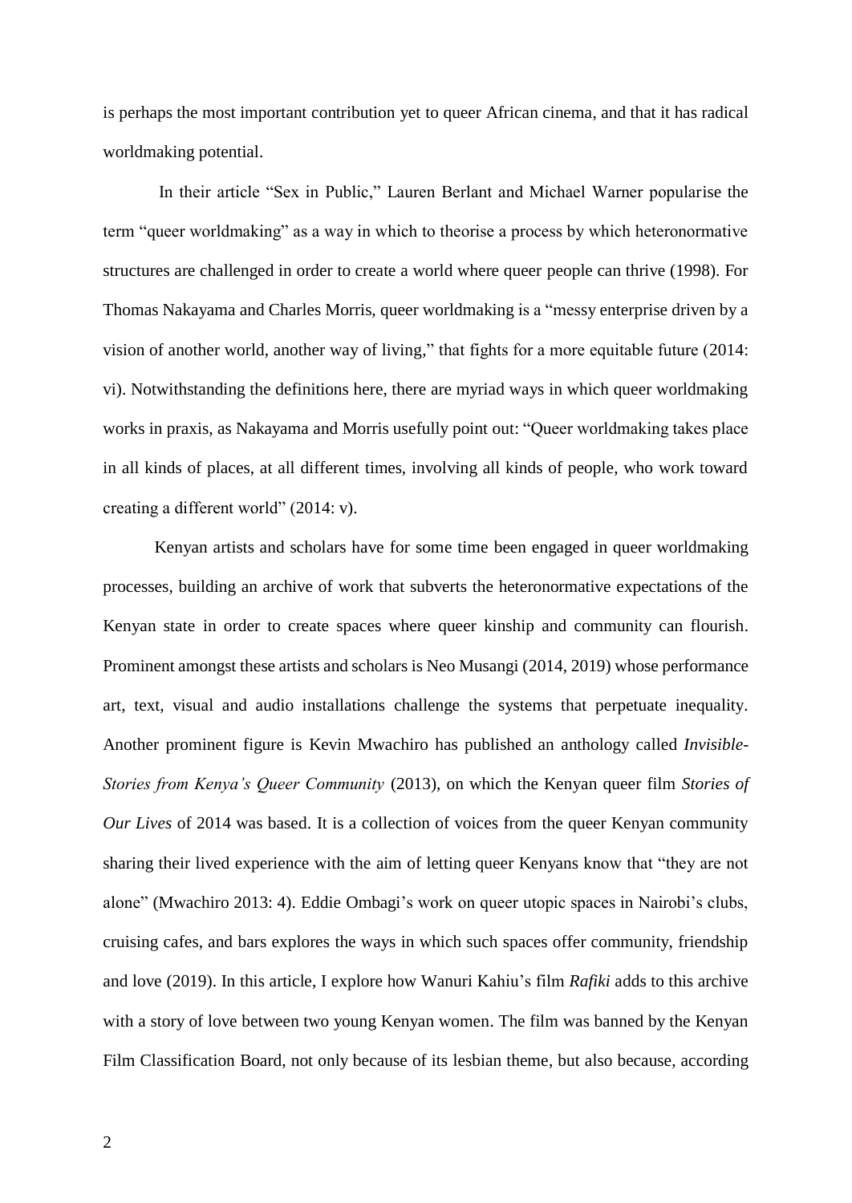is perhaps the most important contribution yet to queer African cinema, and that it has radical worldmaking potential.

In their article "Sex in Public," Lauren Berlant and Michael Warner popularise the term "queer worldmaking" as a way in which to theorise a process by which heteronormative structures are challenged in order to create a world where queer people can thrive (1998). For Thomas Nakayama and Charles Morris, queer worldmaking is a "messy enterprise driven by a vision of another world, another way of living," that fights for a more equitable future (2014: vi). Notwithstanding the definitions here, there are myriad ways in which queer worldmaking works in praxis, as Nakayama and Morris usefully point out: "Queer worldmaking takes place in all kinds of places, at all different times, involving all kinds of people, who work toward creating a different world" (2014: v).

Kenyan artists and scholars have for some time been engaged in queer worldmaking processes, building an archive of work that subverts the heteronormative expectations of the Kenyan state in order to create spaces where queer kinship and community can flourish. Prominent amongst these artists and scholars is Neo Musangi (2014, 2019) whose performance art, text, visual and audio installations challenge the systems that perpetuate inequality. Another prominent figure is Kevin Mwachiro has published an anthology called *Invisible-Stories from Kenya's Queer Community* (2013), on which the Kenyan queer film *Stories of Our Lives* of 2014 was based. It is a collection of voices from the queer Kenyan community sharing their lived experience with the aim of letting queer Kenyans know that "they are not alone" (Mwachiro 2013: 4). Eddie Ombagi's work on queer utopic spaces in Nairobi's clubs, cruising cafes, and bars explores the ways in which such spaces offer community, friendship and love (2019). In this article, I explore how Wanuri Kahiu's film *Rafiki* adds to this archive with a story of love between two young Kenyan women. The film was banned by the Kenyan Film Classification Board, not only because of its lesbian theme, but also because, according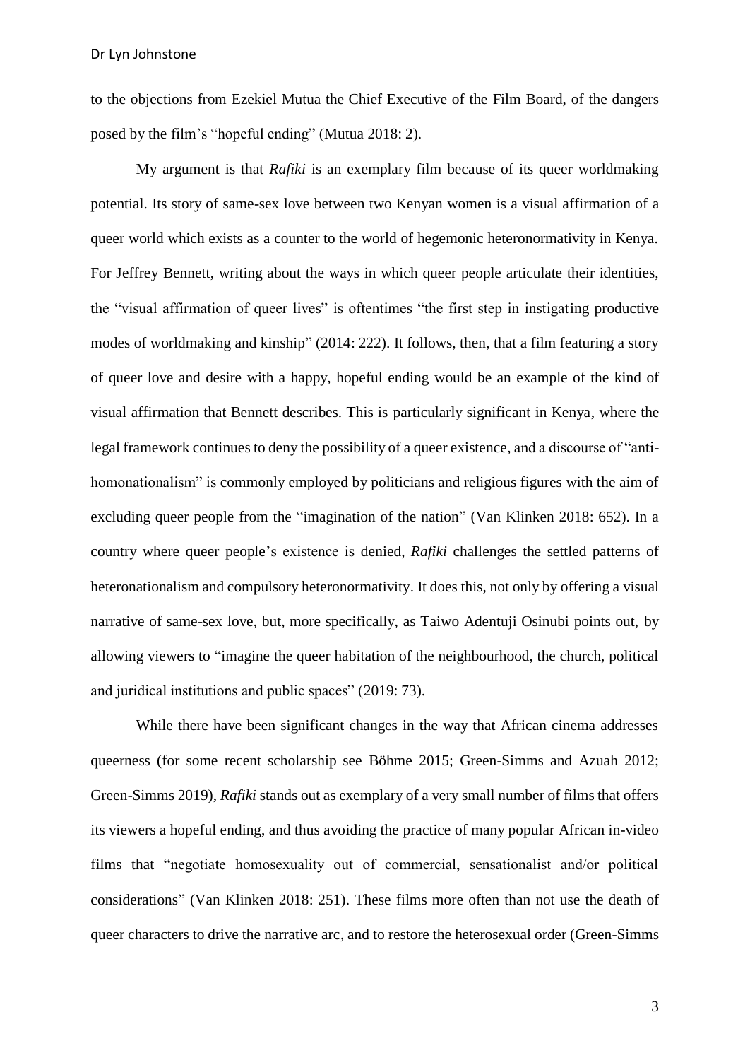to the objections from Ezekiel Mutua the Chief Executive of the Film Board, of the dangers posed by the film's "hopeful ending" (Mutua 2018: 2).

My argument is that *Rafiki* is an exemplary film because of its queer worldmaking potential. Its story of same-sex love between two Kenyan women is a visual affirmation of a queer world which exists as a counter to the world of hegemonic heteronormativity in Kenya. For Jeffrey Bennett, writing about the ways in which queer people articulate their identities, the "visual affirmation of queer lives" is oftentimes "the first step in instigating productive modes of worldmaking and kinship" (2014: 222). It follows, then, that a film featuring a story of queer love and desire with a happy, hopeful ending would be an example of the kind of visual affirmation that Bennett describes. This is particularly significant in Kenya, where the legal framework continues to deny the possibility of a queer existence, and a discourse of "anti-homonationalism" is commonly employed by politicians and religious figures with the aim of excluding queer people from the "imagination of the nation" (Van Klinken 2018: 652). In a country where queer people's existence is denied, *Rafiki* challenges the settled patterns of heteronationalism and compulsory heteronormativity. It does this, not only by offering a visual narrative of same-sex love, but, more specifically, as Taiwo Adentuji Osinubi points out, by allowing viewers to "imagine the queer habitation of the neighbourhood, the church, political and juridical institutions and public spaces" (2019: 73).

While there have been significant changes in the way that African cinema addresses queerness (for some recent scholarship see Böhme 2015; Green-Simms and Azuah 2012; Green-Simms 2019), *Rafiki* stands out as exemplary of a very small number of films that offers its viewers a hopeful ending, and thus avoiding the practice of many popular African in-video films that "negotiate homosexuality out of commercial, sensationalist and/or political considerations" (Van Klinken 2018: 251). These films more often than not use the death of queer characters to drive the narrative arc, and to restore the heterosexual order (Green-Simms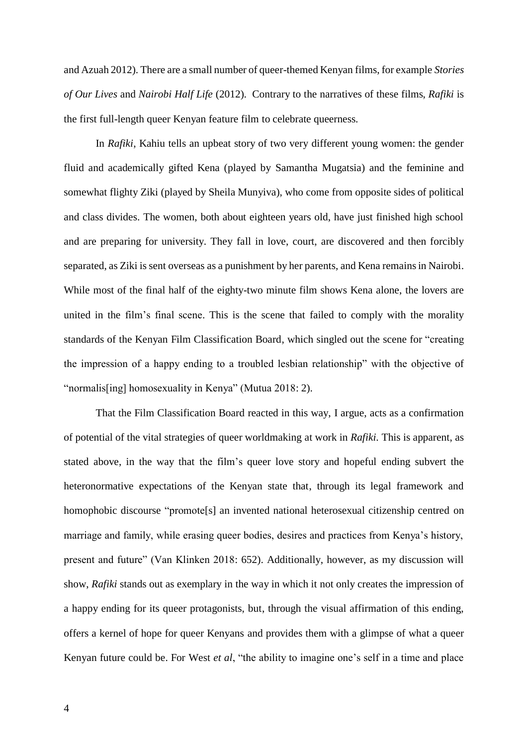and Azuah 2012). There are a small number of queer-themed Kenyan films, for example *Stories of Our Lives* and *Nairobi Half Life* (2012). Contrary to the narratives of these films, *Rafiki* is the first full-length queer Kenyan feature film to celebrate queerness.

In *Rafiki*, Kahiu tells an upbeat story of two very different young women: the gender fluid and academically gifted Kena (played by Samantha Mugatsia) and the feminine and somewhat flighty Ziki (played by Sheila Munyiva), who come from opposite sides of political and class divides. The women, both about eighteen years old, have just finished high school and are preparing for university. They fall in love, court, are discovered and then forcibly separated, as Ziki is sent overseas as a punishment by her parents, and Kena remains in Nairobi. While most of the final half of the eighty-two minute film shows Kena alone, the lovers are united in the film's final scene. This is the scene that failed to comply with the morality standards of the Kenyan Film Classification Board, which singled out the scene for "creating the impression of a happy ending to a troubled lesbian relationship" with the objective of "normalis[ing] homosexuality in Kenya" (Mutua 2018: 2).

That the Film Classification Board reacted in this way, I argue, acts as a confirmation of potential of the vital strategies of queer worldmaking at work in *Rafiki*. This is apparent, as stated above, in the way that the film's queer love story and hopeful ending subvert the heteronormative expectations of the Kenyan state that, through its legal framework and homophobic discourse "promote[s] an invented national heterosexual citizenship centred on marriage and family, while erasing queer bodies, desires and practices from Kenya's history, present and future" (Van Klinken 2018: 652). Additionally, however, as my discussion will show, *Rafiki* stands out as exemplary in the way in which it not only creates the impression of a happy ending for its queer protagonists, but, through the visual affirmation of this ending, offers a kernel of hope for queer Kenyans and provides them with a glimpse of what a queer Kenyan future could be. For West *et al*, "the ability to imagine one's self in a time and place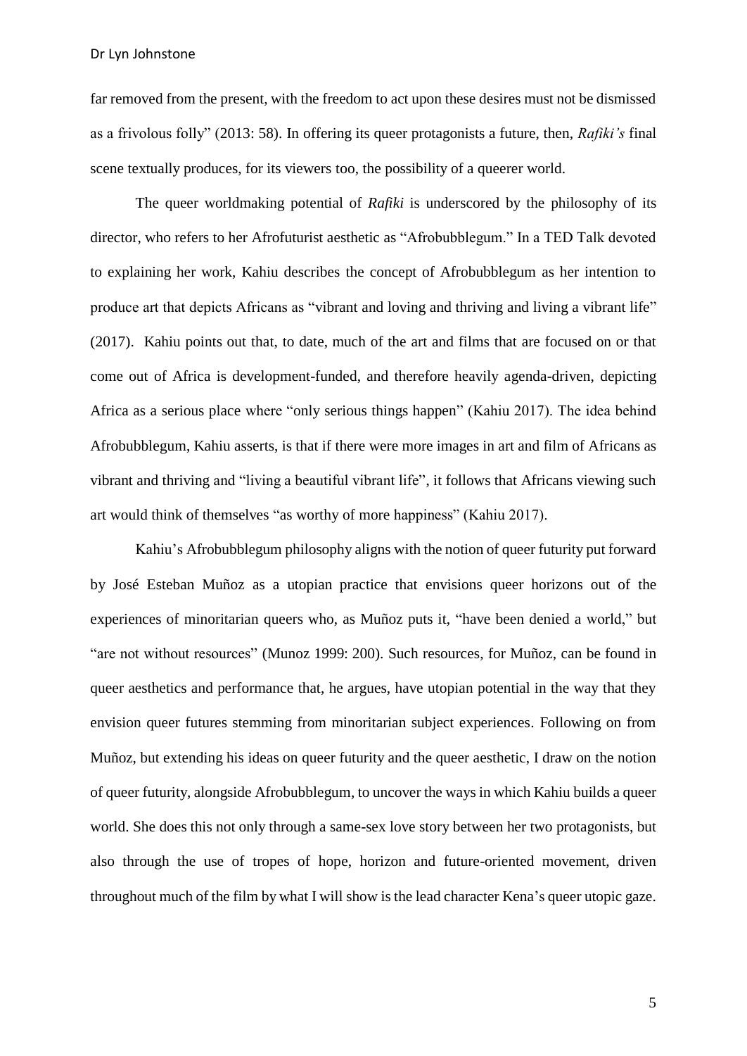far removed from the present, with the freedom to act upon these desires must not be dismissed as a frivolous folly" (2013: 58). In offering its queer protagonists a future, then, *Rafiki's* final scene textually produces, for its viewers too, the possibility of a queerer world.

The queer worldmaking potential of *Rafiki* is underscored by the philosophy of its director, who refers to her Afrofuturist aesthetic as "Afrobubblegum." In a TED Talk devoted to explaining her work, Kahiu describes the concept of Afrobubblegum as her intention to produce art that depicts Africans as "vibrant and loving and thriving and living a vibrant life" (2017). Kahiu points out that, to date, much of the art and films that are focused on or that come out of Africa is development-funded, and therefore heavily agenda-driven, depicting Africa as a serious place where "only serious things happen" (Kahiu 2017). The idea behind Afrobubblegum, Kahiu asserts, is that if there were more images in art and film of Africans as vibrant and thriving and "living a beautiful vibrant life", it follows that Africans viewing such art would think of themselves "as worthy of more happiness" (Kahiu 2017).

Kahiu's Afrobubblegum philosophy aligns with the notion of queer futurity put forward by José Esteban Muñoz as a utopian practice that envisions queer horizons out of the experiences of minoritarian queers who, as Muñoz puts it, "have been denied a world," but "are not without resources" (Munoz 1999: 200). Such resources, for Muñoz, can be found in queer aesthetics and performance that, he argues, have utopian potential in the way that they envision queer futures stemming from minoritarian subject experiences. Following on from Muñoz, but extending his ideas on queer futurity and the queer aesthetic, I draw on the notion of queer futurity, alongside Afrobubblegum, to uncover the ways in which Kahiu builds a queer world. She does this not only through a same-sex love story between her two protagonists, but also through the use of tropes of hope, horizon and future-oriented movement, driven throughout much of the film by what I will show is the lead character Kena's queer utopic gaze.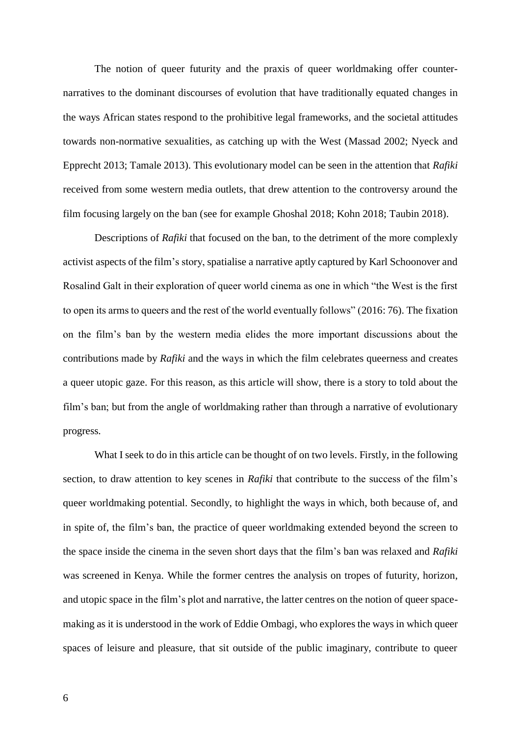The notion of queer futurity and the praxis of queer worldmaking offer counter-narratives to the dominant discourses of evolution that have traditionally equated changes in the ways African states respond to the prohibitive legal frameworks, and the societal attitudes towards non-normative sexualities, as catching up with the West (Massad 2002; Nyeck and Epprecht 2013; Tamale 2013). This evolutionary model can be seen in the attention that *Rafiki* received from some western media outlets, that drew attention to the controversy around the film focusing largely on the ban (see for example Ghoshal 2018; Kohn 2018; Taubin 2018).

Descriptions of *Rafiki* that focused on the ban, to the detriment of the more complexly activist aspects of the film's story, spatialise a narrative aptly captured by Karl Schoonover and Rosalind Galt in their exploration of queer world cinema as one in which "the West is the first to open its arms to queers and the rest of the world eventually follows" (2016: 76). The fixation on the film's ban by the western media elides the more important discussions about the contributions made by *Rafiki* and the ways in which the film celebrates queerness and creates a queer utopic gaze. For this reason, as this article will show, there is a story to told about the film's ban; but from the angle of worldmaking rather than through a narrative of evolutionary progress.

What I seek to do in this article can be thought of on two levels. Firstly, in the following section, to draw attention to key scenes in *Rafiki* that contribute to the success of the film's queer worldmaking potential. Secondly, to highlight the ways in which, both because of, and in spite of, the film's ban, the practice of queer worldmaking extended beyond the screen to the space inside the cinema in the seven short days that the film's ban was relaxed and *Rafiki* was screened in Kenya. While the former centres the analysis on tropes of futurity, horizon, and utopic space in the film's plot and narrative, the latter centres on the notion of queer space-making as it is understood in the work of Eddie Ombagi, who explores the ways in which queer spaces of leisure and pleasure, that sit outside of the public imaginary, contribute to queer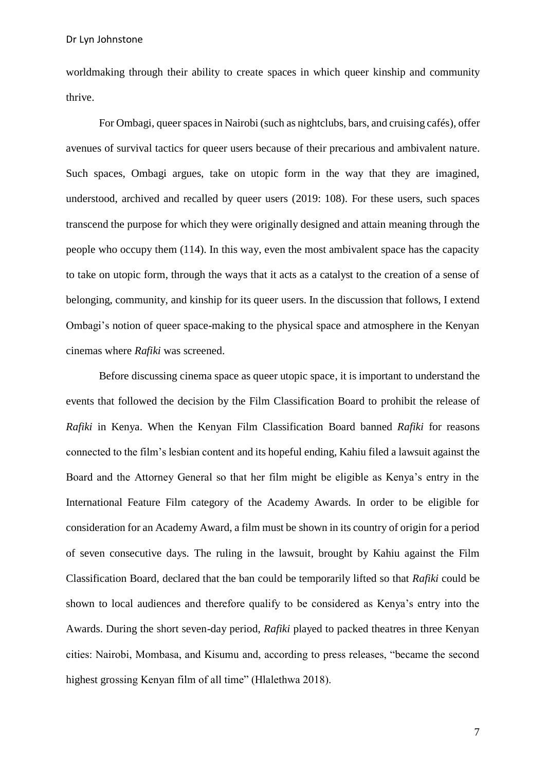worldmaking through their ability to create spaces in which queer kinship and community thrive.

For Ombagi, queer spaces in Nairobi (such as nightclubs, bars, and cruising cafés), offer avenues of survival tactics for queer users because of their precarious and ambivalent nature. Such spaces, Ombagi argues, take on utopic form in the way that they are imagined, understood, archived and recalled by queer users (2019: 108). For these users, such spaces transcend the purpose for which they were originally designed and attain meaning through the people who occupy them (114). In this way, even the most ambivalent space has the capacity to take on utopic form, through the ways that it acts as a catalyst to the creation of a sense of belonging, community, and kinship for its queer users. In the discussion that follows, I extend Ombagi's notion of queer space-making to the physical space and atmosphere in the Kenyan cinemas where *Rafiki* was screened.

Before discussing cinema space as queer utopic space, it is important to understand the events that followed the decision by the Film Classification Board to prohibit the release of *Rafiki* in Kenya. When the Kenyan Film Classification Board banned *Rafiki* for reasons connected to the film's lesbian content and its hopeful ending, Kahiu filed a lawsuit against the Board and the Attorney General so that her film might be eligible as Kenya's entry in the International Feature Film category of the Academy Awards. In order to be eligible for consideration for an Academy Award, a film must be shown in its country of origin for a period of seven consecutive days. The ruling in the lawsuit, brought by Kahiu against the Film Classification Board, declared that the ban could be temporarily lifted so that *Rafiki* could be shown to local audiences and therefore qualify to be considered as Kenya's entry into the Awards. During the short seven-day period, *Rafiki* played to packed theatres in three Kenyan cities: Nairobi, Mombasa, and Kisumu and, according to press releases, "became the second highest grossing Kenyan film of all time" (Hlalethwa 2018).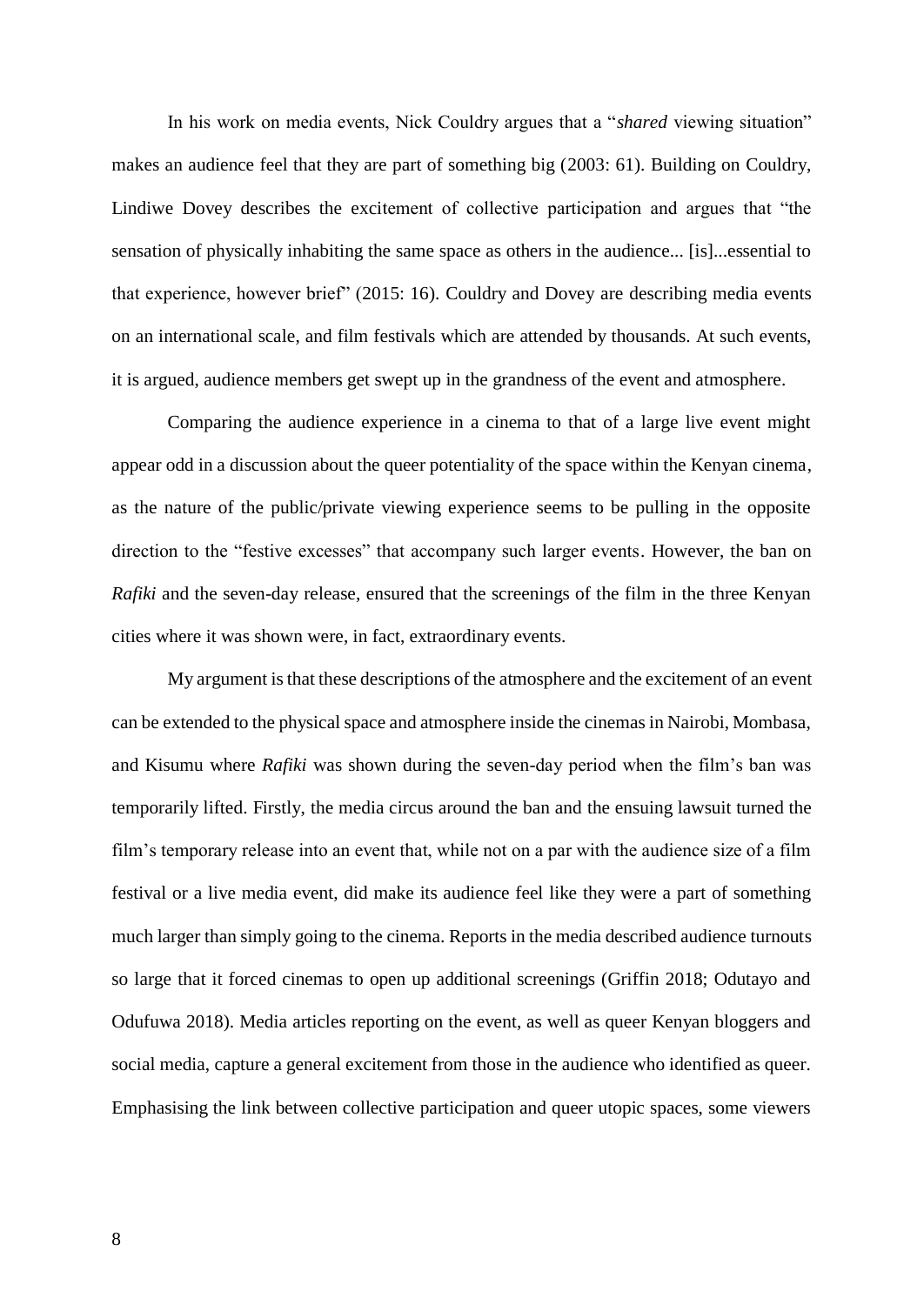In his work on media events, Nick Couldry argues that a "*shared* viewing situation" makes an audience feel that they are part of something big (2003: 61). Building on Couldry, Lindiwe Dovey describes the excitement of collective participation and argues that "the sensation of physically inhabiting the same space as others in the audience... [is]...essential to that experience, however brief" (2015: 16). Couldry and Dovey are describing media events on an international scale, and film festivals which are attended by thousands. At such events, it is argued, audience members get swept up in the grandness of the event and atmosphere.

Comparing the audience experience in a cinema to that of a large live event might appear odd in a discussion about the queer potentiality of the space within the Kenyan cinema, as the nature of the public/private viewing experience seems to be pulling in the opposite direction to the "festive excesses" that accompany such larger events. However, the ban on *Rafiki* and the seven-day release, ensured that the screenings of the film in the three Kenyan cities where it was shown were, in fact, extraordinary events.

My argument is that these descriptions of the atmosphere and the excitement of an event can be extended to the physical space and atmosphere inside the cinemas in Nairobi, Mombasa, and Kisumu where *Rafiki* was shown during the seven-day period when the film's ban was temporarily lifted. Firstly, the media circus around the ban and the ensuing lawsuit turned the film's temporary release into an event that, while not on a par with the audience size of a film festival or a live media event, did make its audience feel like they were a part of something much larger than simply going to the cinema. Reports in the media described audience turnouts so large that it forced cinemas to open up additional screenings (Griffin 2018; Odutayo and Odufuwa 2018). Media articles reporting on the event, as well as queer Kenyan bloggers and social media, capture a general excitement from those in the audience who identified as queer. Emphasising the link between collective participation and queer utopic spaces, some viewers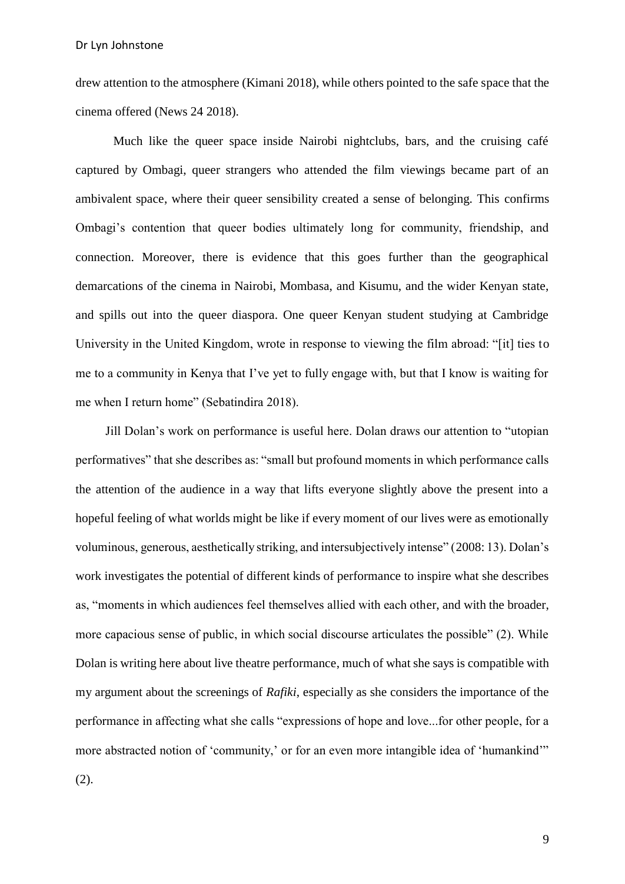drew attention to the atmosphere (Kimani 2018), while others pointed to the safe space that the cinema offered (News 24 2018).

Much like the queer space inside Nairobi nightclubs, bars, and the cruising café captured by Ombagi, queer strangers who attended the film viewings became part of an ambivalent space, where their queer sensibility created a sense of belonging. This confirms Ombagi's contention that queer bodies ultimately long for community, friendship, and connection. Moreover, there is evidence that this goes further than the geographical demarcations of the cinema in Nairobi, Mombasa, and Kisumu, and the wider Kenyan state, and spills out into the queer diaspora. One queer Kenyan student studying at Cambridge University in the United Kingdom, wrote in response to viewing the film abroad: "[it] ties to me to a community in Kenya that I've yet to fully engage with, but that I know is waiting for me when I return home" (Sebatindira 2018).

Jill Dolan's work on performance is useful here. Dolan draws our attention to "utopian performatives" that she describes as: "small but profound moments in which performance calls the attention of the audience in a way that lifts everyone slightly above the present into a hopeful feeling of what worlds might be like if every moment of our lives were as emotionally voluminous, generous, aesthetically striking, and intersubjectively intense" (2008: 13). Dolan's work investigates the potential of different kinds of performance to inspire what she describes as, "moments in which audiences feel themselves allied with each other, and with the broader, more capacious sense of public, in which social discourse articulates the possible" (2). While Dolan is writing here about live theatre performance, much of what she says is compatible with my argument about the screenings of *Rafiki*, especially as she considers the importance of the performance in affecting what she calls "expressions of hope and love...for other people, for a more abstracted notion of 'community,' or for an even more intangible idea of 'humankind'" (2).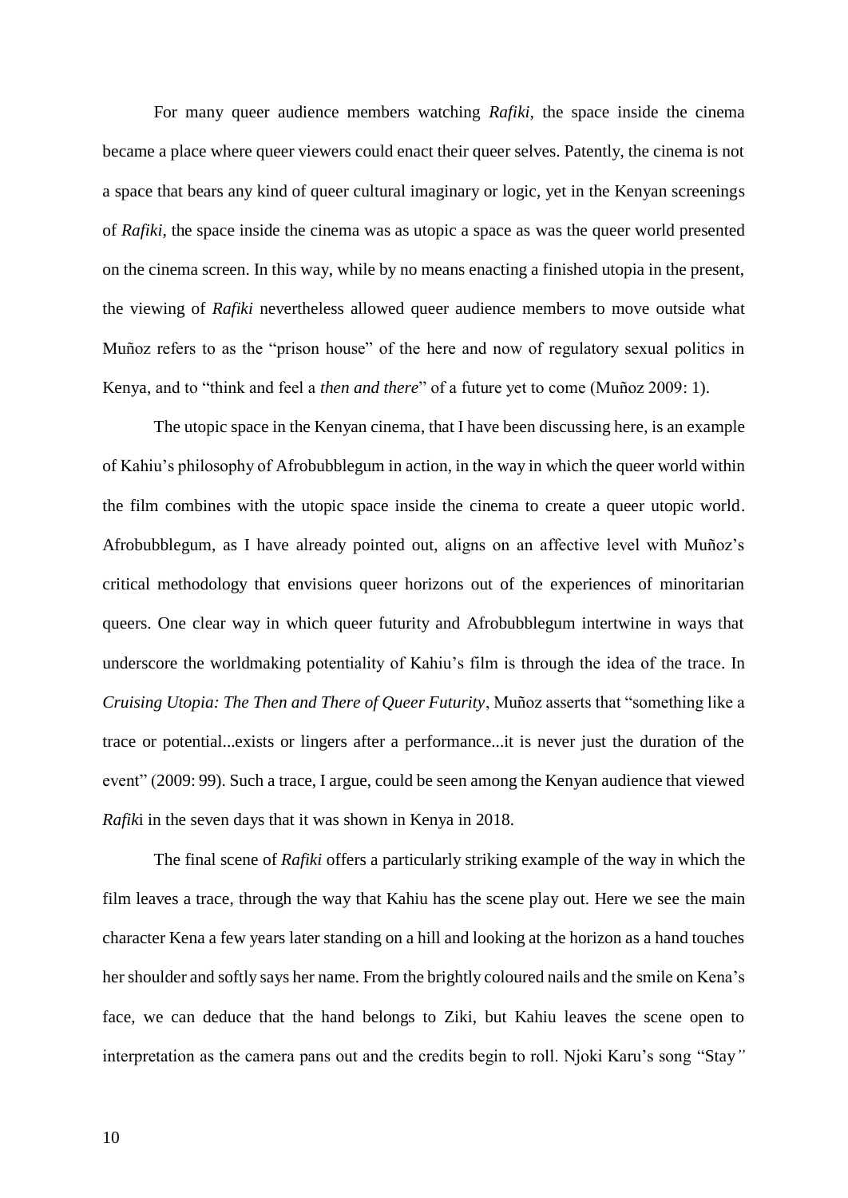For many queer audience members watching *Rafiki*, the space inside the cinema became a place where queer viewers could enact their queer selves. Patently, the cinema is not a space that bears any kind of queer cultural imaginary or logic, yet in the Kenyan screenings of *Rafiki*, the space inside the cinema was as utopic a space as was the queer world presented on the cinema screen. In this way, while by no means enacting a finished utopia in the present, the viewing of *Rafiki* nevertheless allowed queer audience members to move outside what Muñoz refers to as the "prison house" of the here and now of regulatory sexual politics in Kenya, and to "think and feel a *then and there*" of a future yet to come (Muñoz 2009: 1).

The utopic space in the Kenyan cinema, that I have been discussing here, is an example of Kahiu's philosophy of Afrobubblegum in action, in the way in which the queer world within the film combines with the utopic space inside the cinema to create a queer utopic world. Afrobubblegum, as I have already pointed out, aligns on an affective level with Muñoz's critical methodology that envisions queer horizons out of the experiences of minoritarian queers. One clear way in which queer futurity and Afrobubblegum intertwine in ways that underscore the worldmaking potentiality of Kahiu's film is through the idea of the trace. In *Cruising Utopia: The Then and There of Queer Futurity*, Muñoz asserts that "something like a trace or potential...exists or lingers after a performance...it is never just the duration of the event" (2009: 99). Such a trace, I argue, could be seen among the Kenyan audience that viewed *Rafiki* in the seven days that it was shown in Kenya in 2018.

The final scene of *Rafiki* offers a particularly striking example of the way in which the film leaves a trace, through the way that Kahiu has the scene play out. Here we see the main character Kena a few years later standing on a hill and looking at the horizon as a hand touches her shoulder and softly says her name. From the brightly coloured nails and the smile on Kena's face, we can deduce that the hand belongs to Ziki, but Kahiu leaves the scene open to interpretation as the camera pans out and the credits begin to roll. Njoki Karu's song "Stay"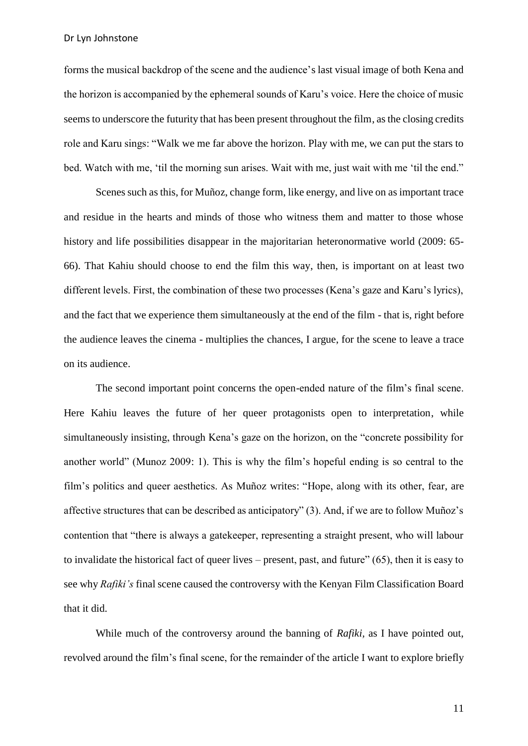forms the musical backdrop of the scene and the audience's last visual image of both Kena and the horizon is accompanied by the ephemeral sounds of Karu's voice. Here the choice of music seems to underscore the futurity that has been present throughout the film, as the closing credits role and Karu sings: "Walk we me far above the horizon. Play with me, we can put the stars to bed. Watch with me, 'til the morning sun arises. Wait with me, just wait with me 'til the end."

Scenes such as this, for Muñoz, change form, like energy, and live on as important trace and residue in the hearts and minds of those who witness them and matter to those whose history and life possibilities disappear in the majoritarian heteronormative world (2009: 65-66). That Kahiu should choose to end the film this way, then, is important on at least two different levels. First, the combination of these two processes (Kena's gaze and Karu's lyrics), and the fact that we experience them simultaneously at the end of the film - that is, right before the audience leaves the cinema - multiplies the chances, I argue, for the scene to leave a trace on its audience.

The second important point concerns the open-ended nature of the film's final scene. Here Kahiu leaves the future of her queer protagonists open to interpretation, while simultaneously insisting, through Kena's gaze on the horizon, on the "concrete possibility for another world" (Munoz 2009: 1). This is why the film's hopeful ending is so central to the film's politics and queer aesthetics. As Muñoz writes: "Hope, along with its other, fear, are affective structures that can be described as anticipatory" (3). And, if we are to follow Muñoz's contention that "there is always a gatekeeper, representing a straight present, who will labour to invalidate the historical fact of queer lives – present, past, and future" (65), then it is easy to see why *Rafiki's* final scene caused the controversy with the Kenyan Film Classification Board that it did.

While much of the controversy around the banning of *Rafiki*, as I have pointed out, revolved around the film's final scene, for the remainder of the article I want to explore briefly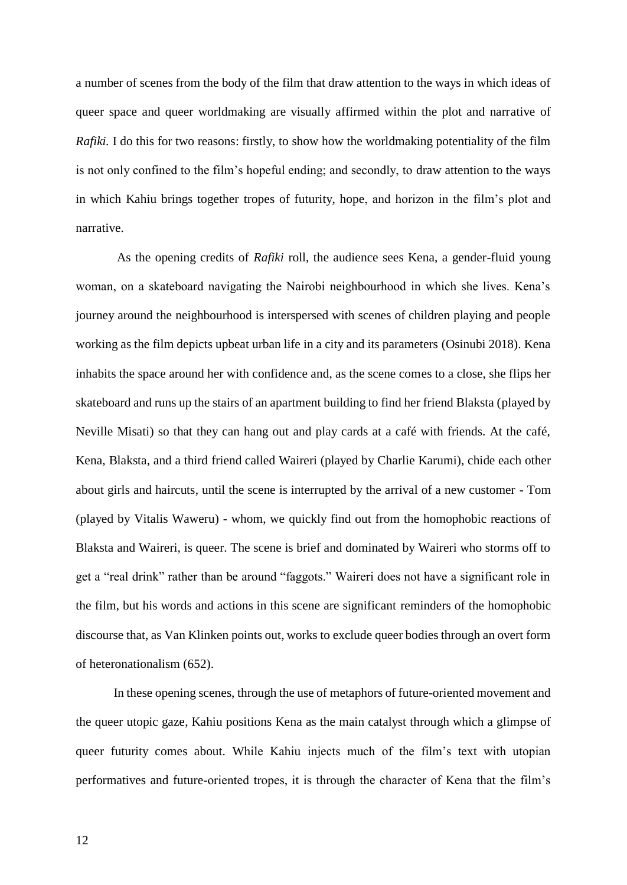a number of scenes from the body of the film that draw attention to the ways in which ideas of queer space and queer worldmaking are visually affirmed within the plot and narrative of *Rafiki.* I do this for two reasons: firstly, to show how the worldmaking potentiality of the film is not only confined to the film's hopeful ending; and secondly, to draw attention to the ways in which Kahiu brings together tropes of futurity, hope, and horizon in the film's plot and narrative.

As the opening credits of *Rafiki* roll, the audience sees Kena, a gender-fluid young woman, on a skateboard navigating the Nairobi neighbourhood in which she lives. Kena's journey around the neighbourhood is interspersed with scenes of children playing and people working as the film depicts upbeat urban life in a city and its parameters (Osinubi 2018). Kena inhabits the space around her with confidence and, as the scene comes to a close, she flips her skateboard and runs up the stairs of an apartment building to find her friend Blaksta (played by Neville Misati) so that they can hang out and play cards at a café with friends. At the café, Kena, Blaksta, and a third friend called Waireri (played by Charlie Karumi), chide each other about girls and haircuts, until the scene is interrupted by the arrival of a new customer - Tom (played by Vitalis Waweru) - whom, we quickly find out from the homophobic reactions of Blaksta and Waireri, is queer. The scene is brief and dominated by Waireri who storms off to get a "real drink" rather than be around "faggots." Waireri does not have a significant role in the film, but his words and actions in this scene are significant reminders of the homophobic discourse that, as Van Klinken points out, works to exclude queer bodies through an overt form of heteronationalism (652).

In these opening scenes, through the use of metaphors of future-oriented movement and the queer utopic gaze, Kahiu positions Kena as the main catalyst through which a glimpse of queer futurity comes about. While Kahiu injects much of the film's text with utopian performatives and future-oriented tropes, it is through the character of Kena that the film's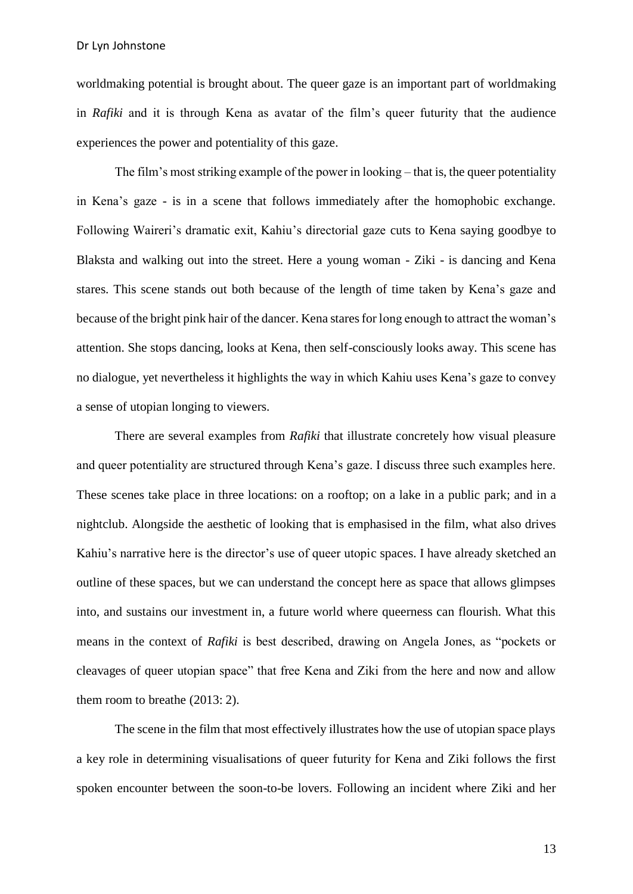worldmaking potential is brought about. The queer gaze is an important part of worldmaking in *Rafiki* and it is through Kena as avatar of the film's queer futurity that the audience experiences the power and potentiality of this gaze.

The film's most striking example of the power in looking – that is, the queer potentiality in Kena's gaze - is in a scene that follows immediately after the homophobic exchange. Following Waireri's dramatic exit, Kahiu's directorial gaze cuts to Kena saying goodbye to Blaksta and walking out into the street. Here a young woman - Ziki - is dancing and Kena stares. This scene stands out both because of the length of time taken by Kena's gaze and because of the bright pink hair of the dancer. Kena stares for long enough to attract the woman's attention. She stops dancing, looks at Kena, then self-consciously looks away. This scene has no dialogue, yet nevertheless it highlights the way in which Kahiu uses Kena's gaze to convey a sense of utopian longing to viewers.

There are several examples from *Rafiki* that illustrate concretely how visual pleasure and queer potentiality are structured through Kena's gaze. I discuss three such examples here. These scenes take place in three locations: on a rooftop; on a lake in a public park; and in a nightclub. Alongside the aesthetic of looking that is emphasised in the film, what also drives Kahiu's narrative here is the director's use of queer utopic spaces. I have already sketched an outline of these spaces, but we can understand the concept here as space that allows glimpses into, and sustains our investment in, a future world where queerness can flourish. What this means in the context of *Rafiki* is best described, drawing on Angela Jones, as "pockets or cleavages of queer utopian space" that free Kena and Ziki from the here and now and allow them room to breathe (2013: 2).

The scene in the film that most effectively illustrates how the use of utopian space plays a key role in determining visualisations of queer futurity for Kena and Ziki follows the first spoken encounter between the soon-to-be lovers. Following an incident where Ziki and her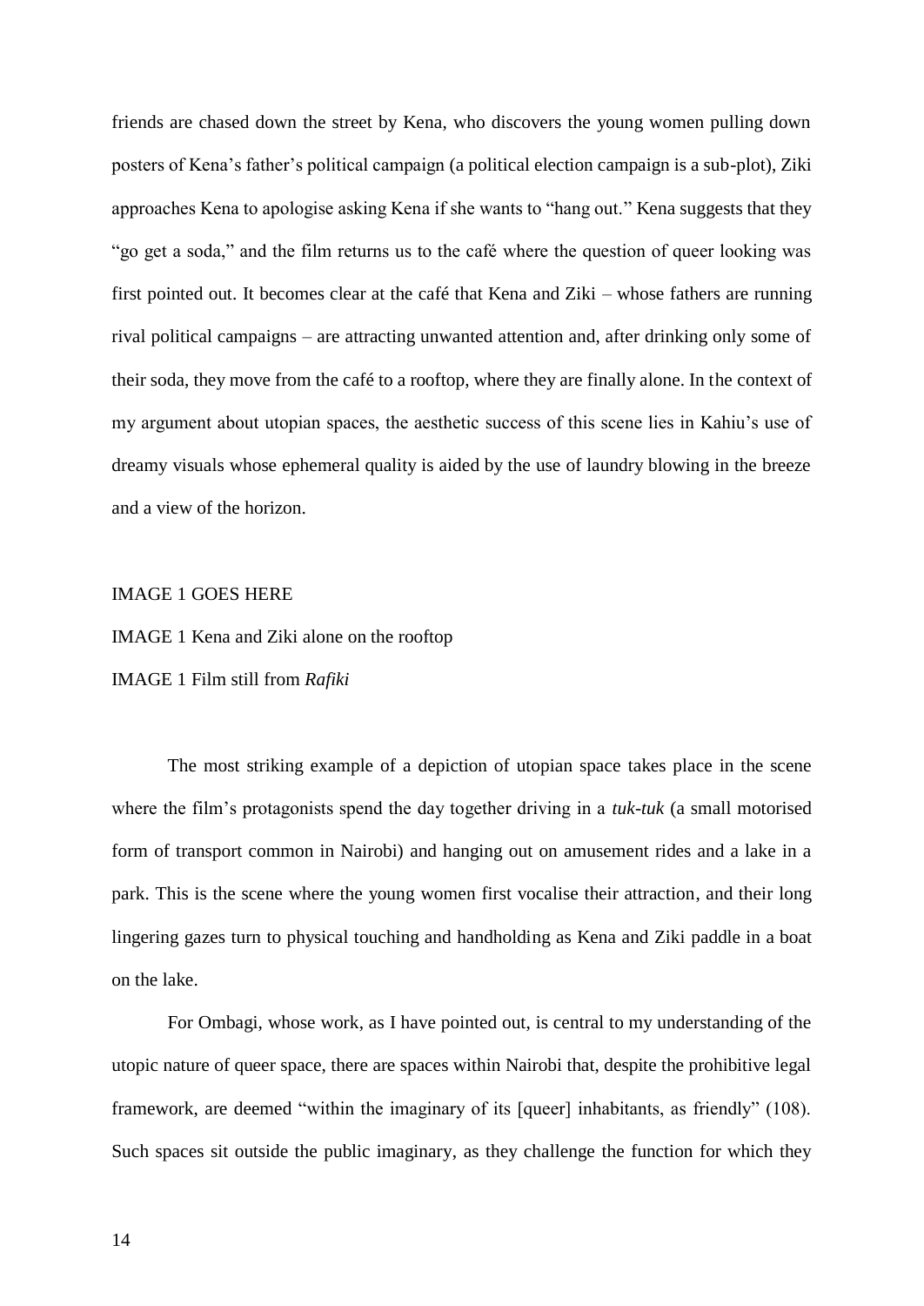friends are chased down the street by Kena, who discovers the young women pulling down posters of Kena's father's political campaign (a political election campaign is a sub-plot), Ziki approaches Kena to apologise asking Kena if she wants to "hang out." Kena suggests that they "go get a soda," and the film returns us to the café where the question of queer looking was first pointed out. It becomes clear at the café that Kena and Ziki – whose fathers are running rival political campaigns – are attracting unwanted attention and, after drinking only some of their soda, they move from the café to a rooftop, where they are finally alone. In the context of my argument about utopian spaces, the aesthetic success of this scene lies in Kahiu's use of dreamy visuals whose ephemeral quality is aided by the use of laundry blowing in the breeze and a view of the horizon.

IMAGE 1 GOES HERE

IMAGE 1 Kena and Ziki alone on the rooftop

IMAGE 1 Film still from *Rafiki*

The most striking example of a depiction of utopian space takes place in the scene where the film's protagonists spend the day together driving in a *tuk-tuk* (a small motorised form of transport common in Nairobi) and hanging out on amusement rides and a lake in a park. This is the scene where the young women first vocalise their attraction, and their long lingering gazes turn to physical touching and handholding as Kena and Ziki paddle in a boat on the lake.

For Ombagi, whose work, as I have pointed out, is central to my understanding of the utopic nature of queer space, there are spaces within Nairobi that, despite the prohibitive legal framework, are deemed "within the imaginary of its [queer] inhabitants, as friendly" (108). Such spaces sit outside the public imaginary, as they challenge the function for which they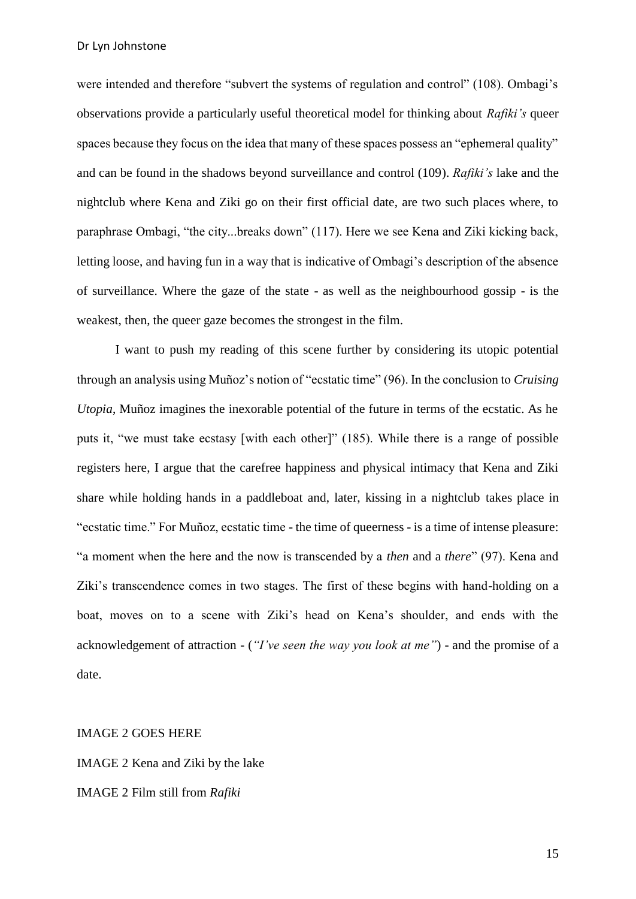were intended and therefore "subvert the systems of regulation and control" (108). Ombagi's observations provide a particularly useful theoretical model for thinking about *Rafiki's* queer spaces because they focus on the idea that many of these spaces possess an "ephemeral quality" and can be found in the shadows beyond surveillance and control (109). *Rafiki's* lake and the nightclub where Kena and Ziki go on their first official date, are two such places where, to paraphrase Ombagi, "the city...breaks down" (117). Here we see Kena and Ziki kicking back, letting loose, and having fun in a way that is indicative of Ombagi's description of the absence of surveillance. Where the gaze of the state - as well as the neighbourhood gossip - is the weakest, then, the queer gaze becomes the strongest in the film.

I want to push my reading of this scene further by considering its utopic potential through an analysis using Muñoz's notion of "ecstatic time" (96). In the conclusion to *Cruising Utopia*, Muñoz imagines the inexorable potential of the future in terms of the ecstatic. As he puts it, "we must take ecstasy [with each other]" (185). While there is a range of possible registers here, I argue that the carefree happiness and physical intimacy that Kena and Ziki share while holding hands in a paddleboat and, later, kissing in a nightclub takes place in "ecstatic time." For Muñoz, ecstatic time - the time of queerness - is a time of intense pleasure: "a moment when the here and the now is transcended by a *then* and a *there*" (97). Kena and Ziki's transcendence comes in two stages. The first of these begins with hand-holding on a boat, moves on to a scene with Ziki's head on Kena's shoulder, and ends with the acknowledgement of attraction - (*"I've seen the way you look at me"*) - and the promise of a date.

IMAGE 2 GOES HERE

IMAGE 2 Kena and Ziki by the lake

IMAGE 2 Film still from *Rafiki*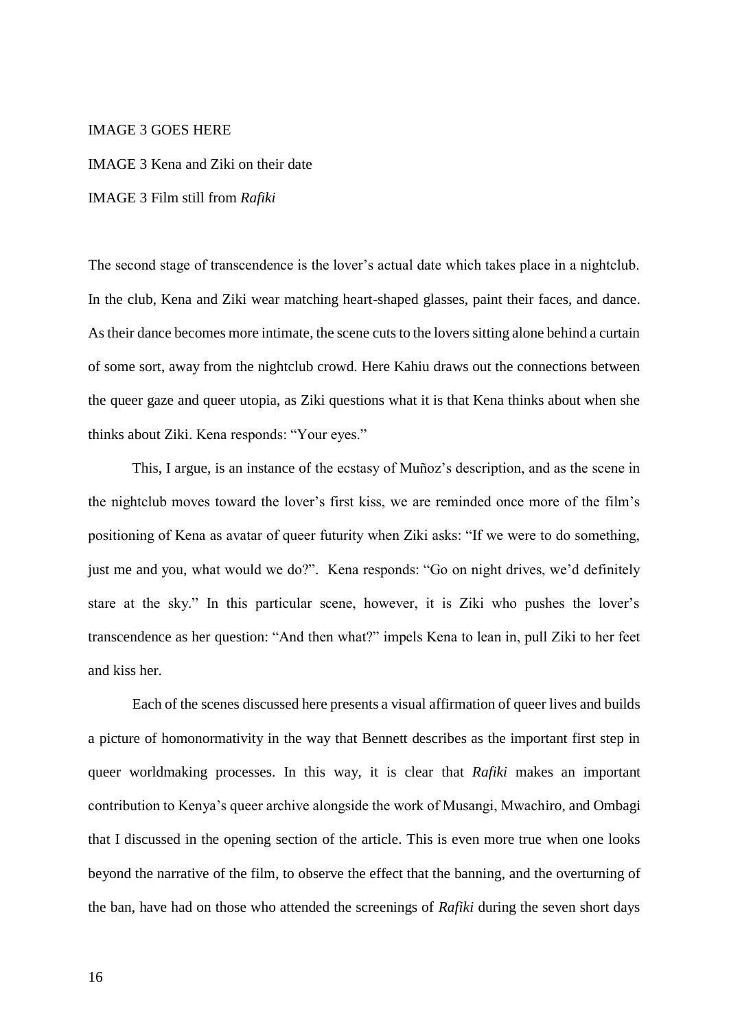IMAGE 3 GOES HERE

IMAGE 3 Kena and Ziki on their date

IMAGE 3 Film still from *Rafiki*

The second stage of transcendence is the lover's actual date which takes place in a nightclub. In the club, Kena and Ziki wear matching heart-shaped glasses, paint their faces, and dance. As their dance becomes more intimate, the scene cuts to the lovers sitting alone behind a curtain of some sort, away from the nightclub crowd. Here Kahiu draws out the connections between the queer gaze and queer utopia, as Ziki questions what it is that Kena thinks about when she thinks about Ziki. Kena responds: "Your eyes."

This, I argue, is an instance of the ecstasy of Muñoz's description, and as the scene in the nightclub moves toward the lover's first kiss, we are reminded once more of the film's positioning of Kena as avatar of queer futurity when Ziki asks: "If we were to do something, just me and you, what would we do?". Kena responds: "Go on night drives, we'd definitely stare at the sky." In this particular scene, however, it is Ziki who pushes the lover's transcendence as her question: "And then what?" impels Kena to lean in, pull Ziki to her feet and kiss her.

Each of the scenes discussed here presents a visual affirmation of queer lives and builds a picture of homonormativity in the way that Bennett describes as the important first step in queer worldmaking processes. In this way, it is clear that *Rafiki* makes an important contribution to Kenya's queer archive alongside the work of Musangi, Mwachiro, and Ombagi that I discussed in the opening section of the article. This is even more true when one looks beyond the narrative of the film, to observe the effect that the banning, and the overturning of the ban, have had on those who attended the screenings of *Rafiki* during the seven short days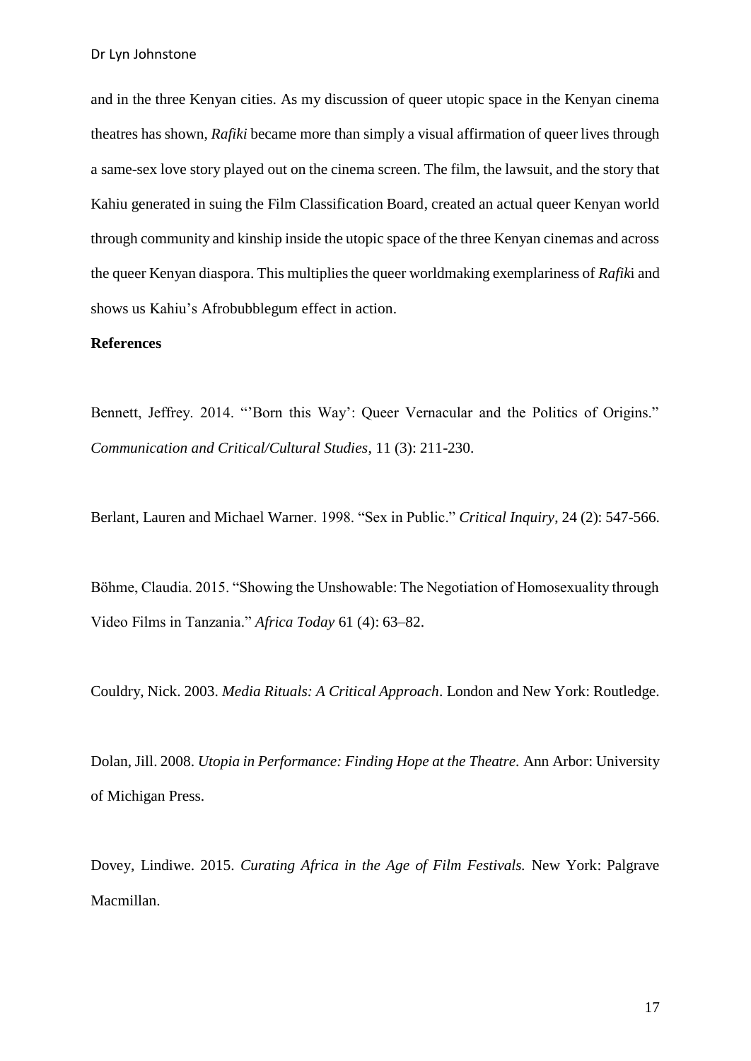and in the three Kenyan cities. As my discussion of queer utopic space in the Kenyan cinema theatres has shown, *Rafiki* became more than simply a visual affirmation of queer lives through a same-sex love story played out on the cinema screen. The film, the lawsuit, and the story that Kahiu generated in suing the Film Classification Board, created an actual queer Kenyan world through community and kinship inside the utopic space of the three Kenyan cinemas and across the queer Kenyan diaspora. This multiplies the queer worldmaking exemplariness of *Rafik*i and shows us Kahiu's Afrobubblegum effect in action.

**References**

Bennett, Jeffrey. 2014. "'Born this Way': Queer Vernacular and the Politics of Origins." *Communication and Critical/Cultural Studies*, 11 (3): 211-230.

Berlant, Lauren and Michael Warner. 1998. "Sex in Public." *Critical Inquiry*, 24 (2): 547-566.

Böhme, Claudia. 2015. "Showing the Unshowable: The Negotiation of Homosexuality through Video Films in Tanzania." *Africa Today* 61 (4): 63–82.

Couldry, Nick. 2003. *Media Rituals: A Critical Approach*. London and New York: Routledge.

Dolan, Jill. 2008. *Utopia in Performance: Finding Hope at the Theatre.* Ann Arbor: University of Michigan Press.

Dovey, Lindiwe. 2015. *Curating Africa in the Age of Film Festivals.* New York: Palgrave Macmillan.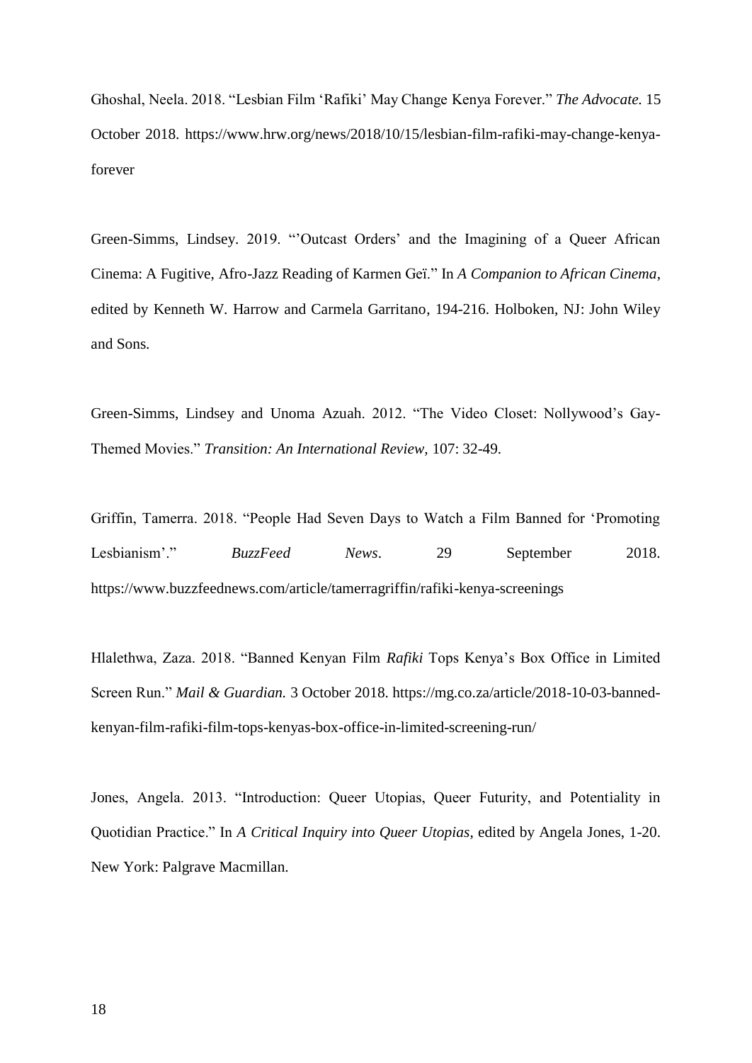Ghoshal, Neela. 2018. "Lesbian Film 'Rafiki' May Change Kenya Forever." *The Advocate.* 15 October 2018. https://www.hrw.org/news/2018/10/15/lesbian-film-rafiki-may-change-kenya-forever

Green-Simms, Lindsey. 2019. "'Outcast Orders' and the Imagining of a Queer African Cinema: A Fugitive, Afro-Jazz Reading of Karmen Geï." In *A Companion to African Cinema*, edited by Kenneth W. Harrow and Carmela Garritano, 194-216. Holboken, NJ: John Wiley and Sons.

Green-Simms, Lindsey and Unoma Azuah. 2012. "The Video Closet: Nollywood's Gay-Themed Movies." *Transition: An International Review*, 107: 32-49.

Griffin, Tamerra. 2018. "People Had Seven Days to Watch a Film Banned for 'Promoting Lesbianism'." *BuzzFeed News*. 29 September 2018. https://www.buzzfeednews.com/article/tamerragriffin/rafiki-kenya-screenings

Hlalethwa, Zaza. 2018. "Banned Kenyan Film *Rafiki* Tops Kenya's Box Office in Limited Screen Run." *Mail & Guardian.* 3 October 2018. https://mg.co.za/article/2018-10-03-banned-kenyan-film-rafiki-film-tops-kenyas-box-office-in-limited-screening-run/

Jones, Angela. 2013. "Introduction: Queer Utopias, Queer Futurity, and Potentiality in Quotidian Practice." In *A Critical Inquiry into Queer Utopias*, edited by Angela Jones, 1-20. New York: Palgrave Macmillan.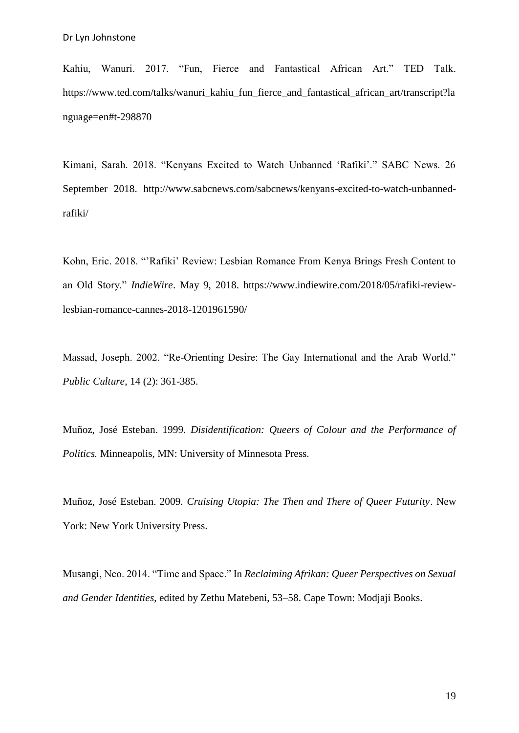Kahiu, Wanuri. 2017. "Fun, Fierce and Fantastical African Art." TED Talk. https://www.ted.com/talks/wanuri_kahiu_fun_fierce_and_fantastical_african_art/transcript?language=en#t-298870

Kimani, Sarah. 2018. "Kenyans Excited to Watch Unbanned 'Rafiki'." SABC News. 26 September 2018. http://www.sabcnews.com/sabcnews/kenyans-excited-to-watch-unbanned-rafiki/

Kohn, Eric. 2018. "'Rafiki' Review: Lesbian Romance From Kenya Brings Fresh Content to an Old Story." *IndieWire*. May 9, 2018. https://www.indiewire.com/2018/05/rafiki-review-lesbian-romance-cannes-2018-1201961590/

Massad, Joseph. 2002. "Re-Orienting Desire: The Gay International and the Arab World." *Public Culture*, 14 (2): 361-385.

Muñoz, José Esteban. 1999. *Disidentification: Queers of Colour and the Performance of Politics.* Minneapolis, MN: University of Minnesota Press.

Muñoz, José Esteban. 2009. *Cruising Utopia: The Then and There of Queer Futurity*. New York: New York University Press.

Musangi, Neo. 2014. "Time and Space." In *Reclaiming Afrikan: Queer Perspectives on Sexual and Gender Identities*, edited by Zethu Matebeni, 53–58. Cape Town: Modjaji Books.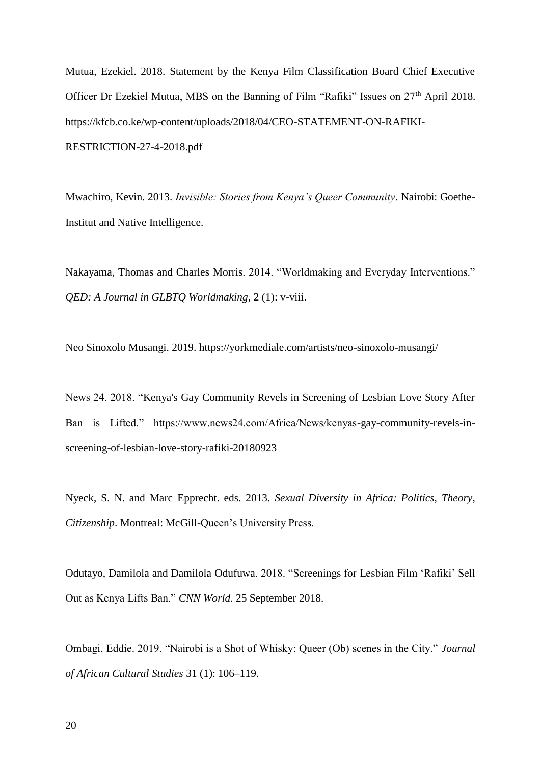Mutua, Ezekiel. 2018. Statement by the Kenya Film Classification Board Chief Executive Officer Dr Ezekiel Mutua, MBS on the Banning of Film "Rafiki" Issues on 27th April 2018. https://kfcb.co.ke/wp-content/uploads/2018/04/CEO-STATEMENT-ON-RAFIKI-RESTRICTION-27-4-2018.pdf

Mwachiro, Kevin. 2013. *Invisible: Stories from Kenya's Queer Community*. Nairobi: Goethe-Institut and Native Intelligence.

Nakayama, Thomas and Charles Morris. 2014. "Worldmaking and Everyday Interventions." *QED: A Journal in GLBTQ Worldmaking*, 2 (1): v-viii.

Neo Sinoxolo Musangi. 2019. https://yorkmediale.com/artists/neo-sinoxolo-musangi/

News 24. 2018. "Kenya's Gay Community Revels in Screening of Lesbian Love Story After Ban is Lifted." https://www.news24.com/Africa/News/kenyas-gay-community-revels-in-screening-of-lesbian-love-story-rafiki-20180923

Nyeck, S. N. and Marc Epprecht. eds. 2013. *Sexual Diversity in Africa: Politics, Theory, Citizenship*. Montreal: McGill-Queen's University Press.

Odutayo, Damilola and Damilola Odufuwa. 2018. "Screenings for Lesbian Film 'Rafiki' Sell Out as Kenya Lifts Ban." *CNN World.* 25 September 2018.

Ombagi, Eddie. 2019. "Nairobi is a Shot of Whisky: Queer (Ob) scenes in the City." *Journal of African Cultural Studies* 31 (1): 106–119.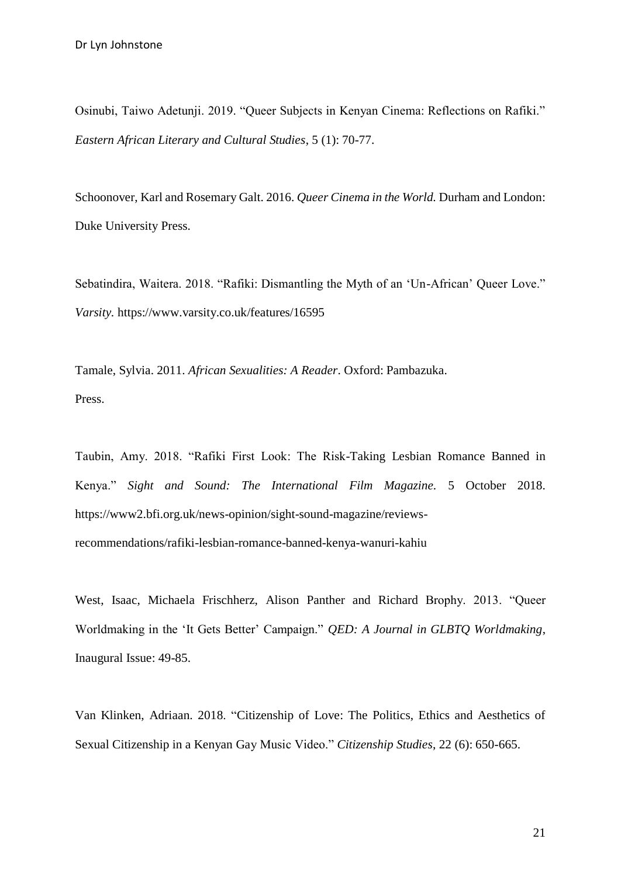Osinubi, Taiwo Adetunji. 2019. "Queer Subjects in Kenyan Cinema: Reflections on Rafiki." *Eastern African Literary and Cultural Studies*, 5 (1): 70-77.

Schoonover, Karl and Rosemary Galt. 2016. *Queer Cinema in the World.* Durham and London: Duke University Press.

Sebatindira, Waitera. 2018. "Rafiki: Dismantling the Myth of an 'Un-African' Queer Love." *Varsity.* https://www.varsity.co.uk/features/16595

Tamale, Sylvia. 2011. *African Sexualities: A Reader*. Oxford: Pambazuka. Press.

Taubin, Amy. 2018. "Rafiki First Look: The Risk-Taking Lesbian Romance Banned in Kenya." *Sight and Sound: The International Film Magazine*. 5 October 2018. https://www2.bfi.org.uk/news-opinion/sight-sound-magazine/reviews-recommendations/rafiki-lesbian-romance-banned-kenya-wanuri-kahiu

West, Isaac, Michaela Frischherz, Alison Panther and Richard Brophy. 2013. "Queer Worldmaking in the 'It Gets Better' Campaign." *QED: A Journal in GLBTQ Worldmaking*, Inaugural Issue: 49-85.

Van Klinken, Adriaan. 2018. "Citizenship of Love: The Politics, Ethics and Aesthetics of Sexual Citizenship in a Kenyan Gay Music Video." *Citizenship Studies*, 22 (6): 650-665.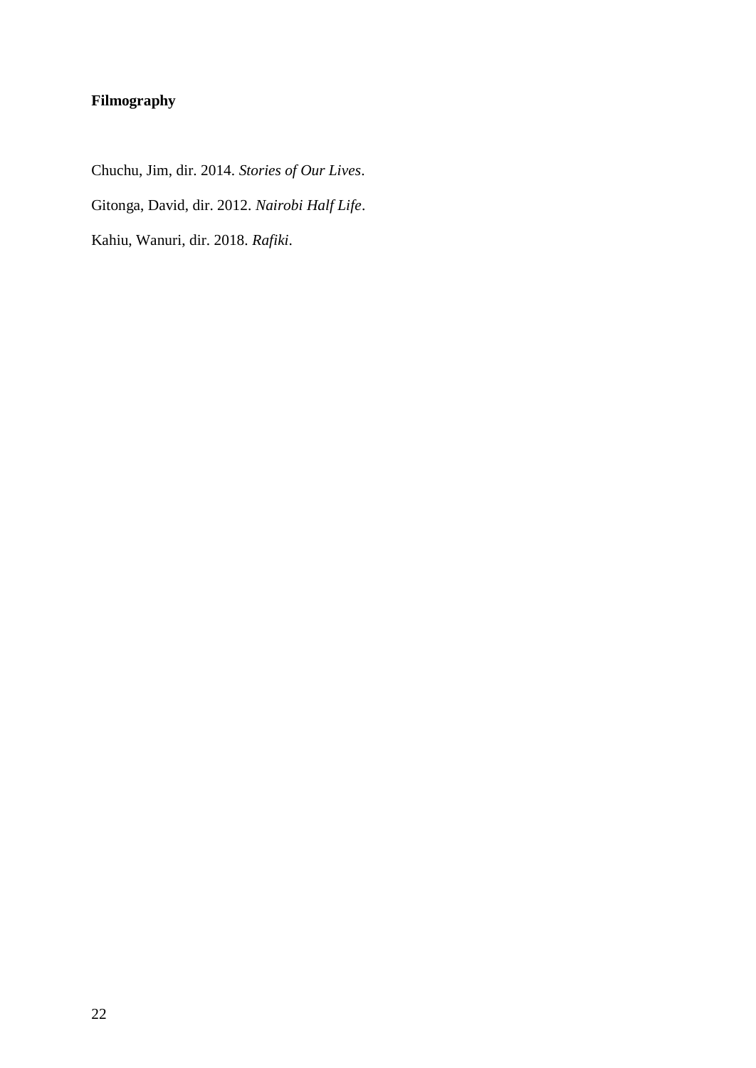**Filmography**

Chuchu, Jim, dir. 2014. *Stories of Our Lives*.

Gitonga, David, dir. 2012. *Nairobi Half Life*.

Kahiu, Wanuri, dir. 2018. *Rafiki*.